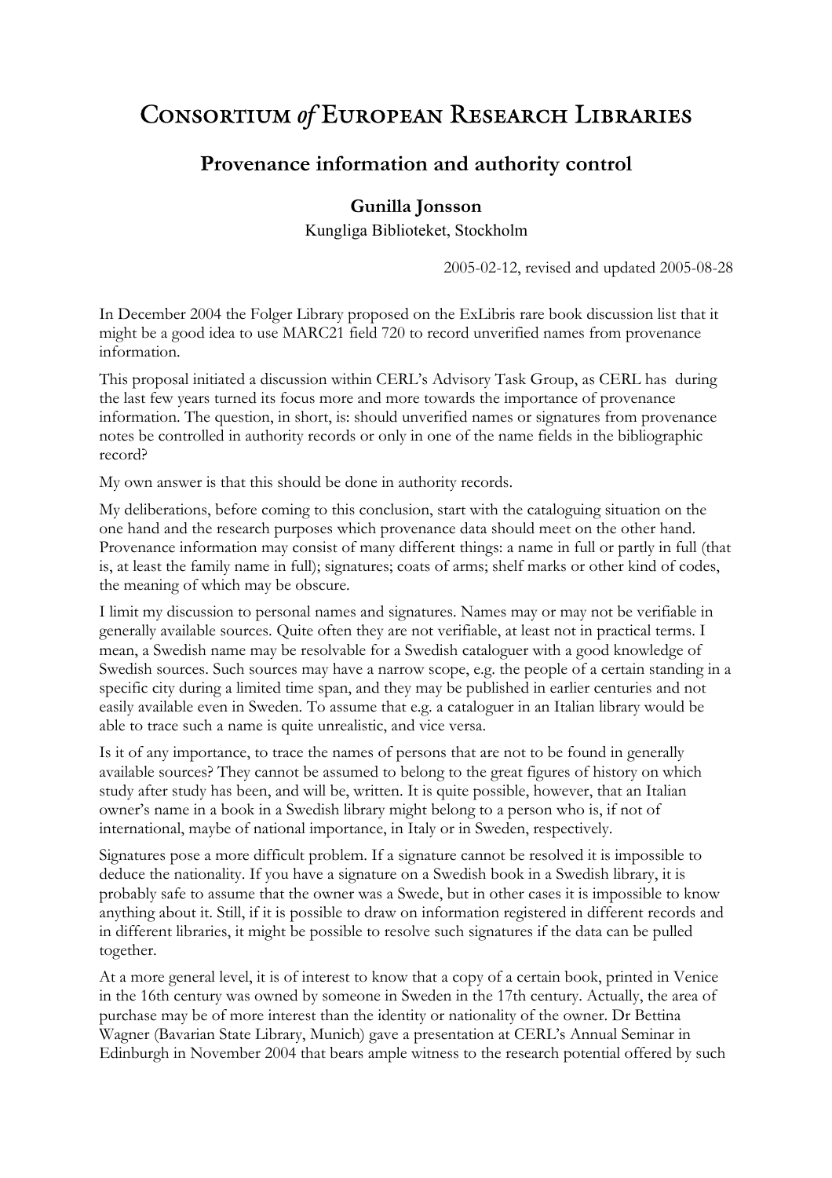# Consortium *of* European Research Libraries

## Provenance information and authority control

**Gunilla Jonsson**

Kungliga Biblioteket, Stockholm

2005-02-12, revised and updated 2005-08-28

In December 2004 the Folger Library proposed on the ExLibris rare book discussion list that it might be a good idea to use MARC21 field 720 to record unverified names from provenance information.

This proposal initiated a discussion within CERL's Advisory Task Group, as CERL has during the last few years turned its focus more and more towards the importance of provenance information. The question, in short, is: should unverified names or signatures from provenance notes be controlled in authority records or only in one of the name fields in the bibliographic record?

My own answer is that this should be done in authority records.

My deliberations, before coming to this conclusion, start with the cataloguing situation on the one hand and the research purposes which provenance data should meet on the other hand. Provenance information may consist of many different things: a name in full or partly in full (that is, at least the family name in full); signatures; coats of arms; shelf marks or other kind of codes, the meaning of which may be obscure.

I limit my discussion to personal names and signatures. Names may or may not be verifiable in generally available sources. Quite often they are not verifiable, at least not in practical terms. I mean, a Swedish name may be resolvable for a Swedish cataloguer with a good knowledge of Swedish sources. Such sources may have a narrow scope, e.g. the people of a certain standing in a specific city during a limited time span, and they may be published in earlier centuries and not easily available even in Sweden. To assume that e.g. a cataloguer in an Italian library would be able to trace such a name is quite unrealistic, and vice versa.

Is it of any importance, to trace the names of persons that are not to be found in generally available sources? They cannot be assumed to belong to the great figures of history on which study after study has been, and will be, written. It is quite possible, however, that an Italian owner's name in a book in a Swedish library might belong to a person who is, if not of international, maybe of national importance, in Italy or in Sweden, respectively.

Signatures pose a more difficult problem. If a signature cannot be resolved it is impossible to deduce the nationality. If you have a signature on a Swedish book in a Swedish library, it is probably safe to assume that the owner was a Swede, but in other cases it is impossible to know anything about it. Still, if it is possible to draw on information registered in different records and in different libraries, it might be possible to resolve such signatures if the data can be pulled together.

At a more general level, it is of interest to know that a copy of a certain book, printed in Venice in the 16th century was owned by someone in Sweden in the 17th century. Actually, the area of purchase may be of more interest than the identity or nationality of the owner. Dr Bettina Wagner (Bavarian State Library, Munich) gave a presentation at CERL's Annual Seminar in Edinburgh in November 2004 that bears ample witness to the research potential offered by such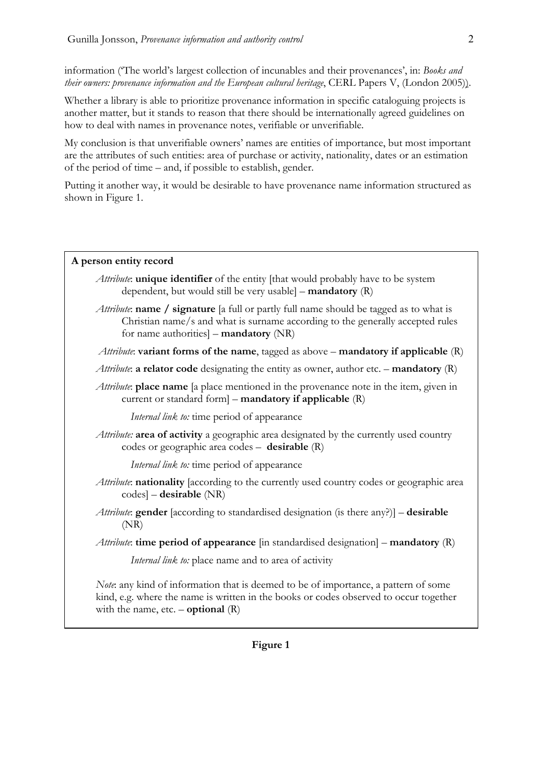information ('The world's largest collection of incunables and their provenances', in: *Books and their owners: provenance information and the European cultural heritage*, CERL Papers V, (London 2005)).

Whether a library is able to prioritize provenance information in specific cataloguing projects is another matter, but it stands to reason that there should be internationally agreed guidelines on how to deal with names in provenance notes, verifiable or unverifiable.

My conclusion is that unverifiable owners' names are entities of importance, but most important are the attributes of such entities: area of purchase or activity, nationality, dates or an estimation of the period of time – and, if possible to establish, gender.

Putting it another way, it would be desirable to have provenance name information structured as shown in Figure 1.

**A person entity record**

> *Attribute*: **unique identifier** of the entity [that would probably have to be system dependent, but would still be very usable] – **mandatory** (R)
>
> *Attribute*: **name / signature** [a full or partly full name should be tagged as to what is Christian name/s and what is surname according to the generally accepted rules for name authorities] – **mandatory** (NR)
>
> *Attribute*: **variant forms of the name**, tagged as above – **mandatory if applicable** (R)
>
> *Attribute*: **a relator code** designating the entity as owner, author etc. – **mandatory** (R)
>
> *Attribute*: **place name** [a place mentioned in the provenance note in the item, given in current or standard form] – **mandatory if applicable** (R)
>
> *Internal link to:* time period of appearance
>
> *Attribute:* **area of activity** a geographic area designated by the currently used country codes or geographic area codes – **desirable** (R)
>
> *Internal link to:* time period of appearance
>
> *Attribute*: **nationality** [according to the currently used country codes or geographic area codes] – **desirable** (NR)
>
> *Attribute*: **gender** [according to standardised designation (is there any?)] – **desirable** (NR)
>
> *Attribute*: **time period of appearance** [in standardised designation] – **mandatory** (R)
>
> *Internal link to:* place name and to area of activity
>
> *Note*: any kind of information that is deemed to be of importance, a pattern of some kind, e.g. where the name is written in the books or codes observed to occur together with the name, etc. – **optional** (R)

**Figure 1**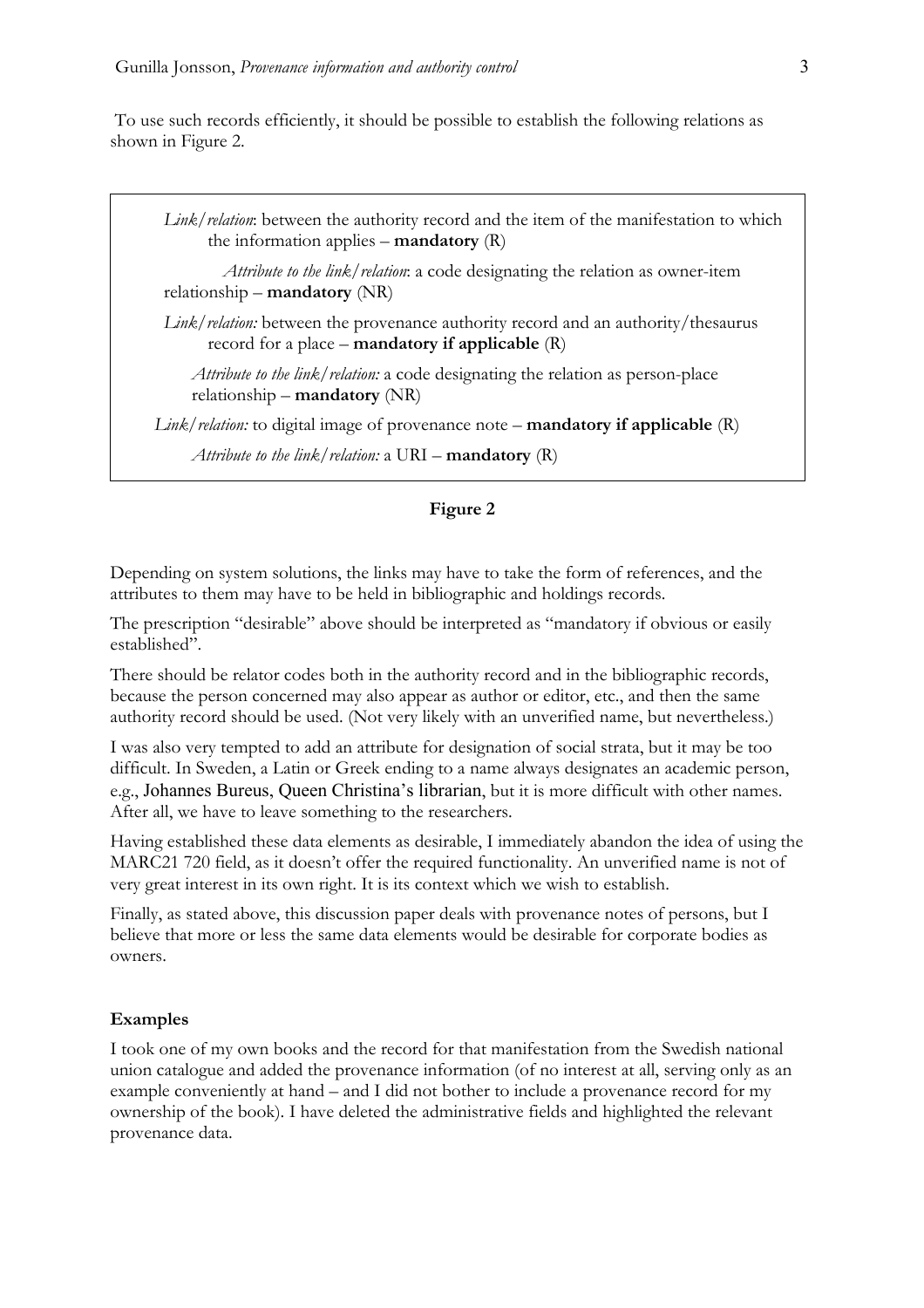To use such records efficiently, it should be possible to establish the following relations as shown in Figure 2.

> *Link/relation*: between the authority record and the item of the manifestation to which the information applies – **mandatory** (R)
>
> *Attribute to the link/relation*: a code designating the relation as owner-item relationship – **mandatory** (NR)
>
> *Link/relation:* between the provenance authority record and an authority/thesaurus record for a place – **mandatory if applicable** (R)
>
> *Attribute to the link/relation:* a code designating the relation as person-place relationship – **mandatory** (NR)
>
> *Link/relation:* to digital image of provenance note – **mandatory if applicable** (R)
>
> *Attribute to the link/relation:* a URI – **mandatory** (R)

**Figure 2**

Depending on system solutions, the links may have to take the form of references, and the attributes to them may have to be held in bibliographic and holdings records.

The prescription "desirable" above should be interpreted as "mandatory if obvious or easily established".

There should be relator codes both in the authority record and in the bibliographic records, because the person concerned may also appear as author or editor, etc., and then the same authority record should be used. (Not very likely with an unverified name, but nevertheless.)

I was also very tempted to add an attribute for designation of social strata, but it may be too difficult. In Sweden, a Latin or Greek ending to a name always designates an academic person, e.g., Johannes Bureus, Queen Christina's librarian, but it is more difficult with other names. After all, we have to leave something to the researchers.

Having established these data elements as desirable, I immediately abandon the idea of using the MARC21 720 field, as it doesn't offer the required functionality. An unverified name is not of very great interest in its own right. It is its context which we wish to establish.

Finally, as stated above, this discussion paper deals with provenance notes of persons, but I believe that more or less the same data elements would be desirable for corporate bodies as owners.

### Examples

I took one of my own books and the record for that manifestation from the Swedish national union catalogue and added the provenance information (of no interest at all, serving only as an example conveniently at hand – and I did not bother to include a provenance record for my ownership of the book). I have deleted the administrative fields and highlighted the relevant provenance data.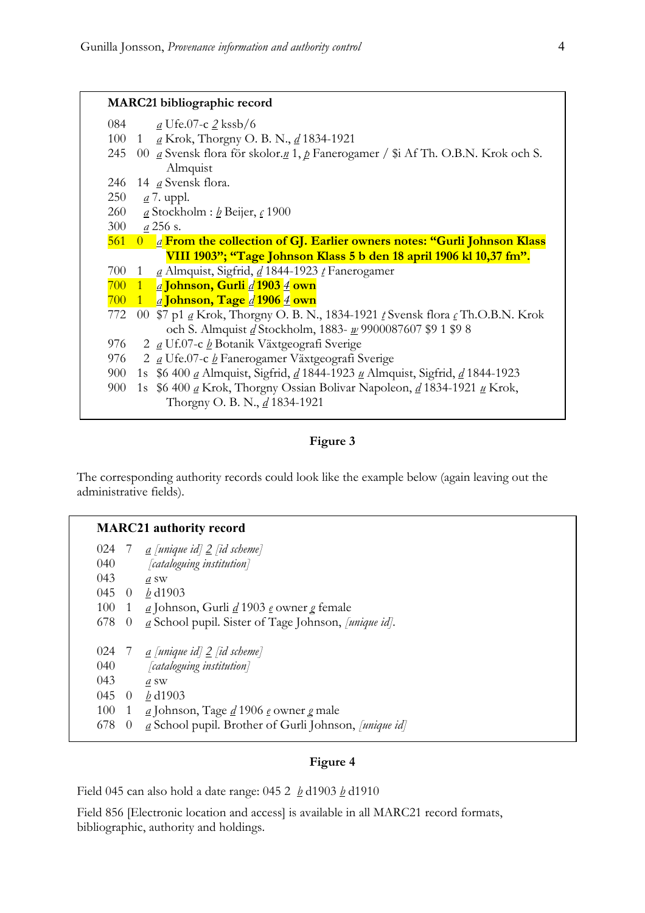**MARC21 bibliographic record**

```
084      a Ufe.07-c 2 kssb/6
100  1   a Krok, Thorgny O. B. N., d 1834-1921
245  00  a Svensk flora för skolor.n 1, p Fanerogamer / $i Af Th. O.B.N. Krok och S.
           Almquist
246  14  a Svensk flora.
250      a 7. uppl.
260      a Stockholm : b Beijer, c 1900
300      a 256 s.
561  0   a From the collection of GJ. Earlier owners notes: "Gurli Johnson Klass
           VIII 1903"; "Tage Johnson Klass 5 b den 18 april 1906 kl 10,37 fm".
700  1   a Almquist, Sigfrid, d 1844-1923 t Fanerogamer
700  1   a Johnson, Gurli d 1903 4 own
700  1   a Johnson, Tage d 1906 4 own
772  00  $7 p1 a Krok, Thorgny O. B. N., 1834-1921 t Svensk flora c Th.O.B.N. Krok
           och S. Almquist d Stockholm, 1883- w 9900087607 $9 1 $9 8
976   2  a Uf.07-c b Botanik Växtgeografi Sverige
976   2  a Ufe.07-c b Fanerogamer Växtgeografi Sverige
900  1s  $6 400 a Almquist, Sigfrid, d 1844-1923 u Almquist, Sigfrid, d 1844-1923
900  1s  $6 400 a Krok, Thorgny Ossian Bolivar Napoleon, d 1834-1921 u Krok,
           Thorgny O. B. N., d 1834-1921
```

**Figure 3**

The corresponding authority records could look like the example below (again leaving out the administrative fields).

**MARC21 authority record**

```
024  7   a [unique id] 2 [id scheme]
040      [cataloguing institution]
043      a sw
045  0   b d1903
100  1   a Johnson, Gurli d 1903 e owner g female
678  0   a School pupil. Sister of Tage Johnson, [unique id].

024  7   a [unique id] 2 [id scheme]
040      [cataloguing institution]
043      a sw
045  0   b d1903
100  1   a Johnson, Tage d 1906 e owner g male
678  0   a School pupil. Brother of Gurli Johnson, [unique id]
```

**Figure 4**

Field 045 can also hold a date range: 045 2 *b* d1903 *b* d1910

Field 856 [Electronic location and access] is available in all MARC21 record formats, bibliographic, authority and holdings.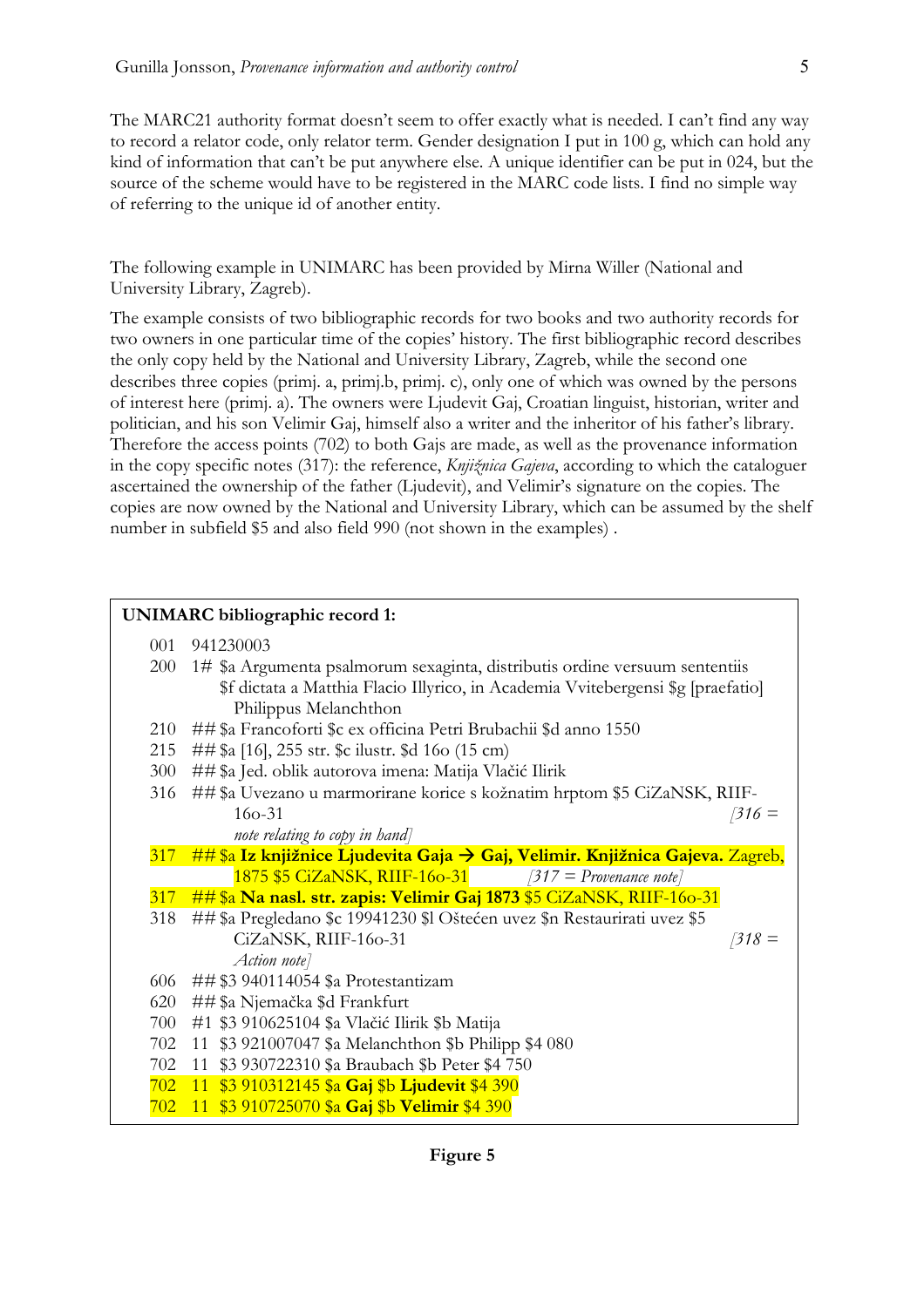The MARC21 authority format doesn't seem to offer exactly what is needed. I can't find any way to record a relator code, only relator term. Gender designation I put in 100 g, which can hold any kind of information that can't be put anywhere else. A unique identifier can be put in 024, but the source of the scheme would have to be registered in the MARC code lists. I find no simple way of referring to the unique id of another entity.

The following example in UNIMARC has been provided by Mirna Willer (National and University Library, Zagreb).

The example consists of two bibliographic records for two books and two authority records for two owners in one particular time of the copies' history. The first bibliographic record describes the only copy held by the National and University Library, Zagreb, while the second one describes three copies (primj. a, primj.b, primj. c), only one of which was owned by the persons of interest here (primj. a). The owners were Ljudevit Gaj, Croatian linguist, historian, writer and politician, and his son Velimir Gaj, himself also a writer and the inheritor of his father's library. Therefore the access points (702) to both Gajs are made, as well as the provenance information in the copy specific notes (317): the reference, *Knjižnica Gajeva*, according to which the cataloguer ascertained the ownership of the father (Ljudevit), and Velimir's signature on the copies. The copies are now owned by the National and University Library, which can be assumed by the shelf number in subfield $5 and also field 990 (not shown in the examples) .

**UNIMARC bibliographic record 1:**

```
001  941230003
200  1# $a Argumenta psalmorum sexaginta, distributis ordine versuum sententiis
        $f dictata a Matthia Flacio Illyrico, in Academia Vvitebergensi $g [praefatio]
        Philippus Melanchthon
210  ## $a Francoforti $c ex officina Petri Brubachii $d anno 1550
215  ## $a [16], 255 str. $c ilustr. $d 16o (15 cm)
300  ## $a Jed. oblik autorova imena: Matija Vlačić Ilirik
316  ## $a Uvezano u marmorirane korice s kožnatim hrptom $5 CiZaNSK, RIIF-
        16o-31                                                [316 = note relating to copy in hand]
317  ## $a Iz knjižnice Ljudevita Gaja → Gaj, Velimir. Knjižnica Gajeva. Zagreb,
        1875 $5 CiZaNSK, RIIF-16o-31          [317 = Provenance note]
317  ## $a Na nasl. str. zapis: Velimir Gaj 1873 $5 CiZaNSK, RIIF-16o-31
318  ## $a Pregledano $c 19941230 $l Oštećen uvez $n Restaurirati uvez $5
        CiZaNSK, RIIF-16o-31                                  [318 = Action note]
606  ## $3 940114054 $a Protestantizam
620  ## $a Njemačka $d Frankfurt
700  #1 $3 910625104 $a Vlačić Ilirik $b Matija
702  11 $3 921007047 $a Melanchthon $b Philipp $4 080
702  11 $3 930722310 $a Braubach $b Peter $4 750
702  11 $3 910312145 $a Gaj $b Ljudevit $4 390
702  11 $3 910725070 $a Gaj $b Velimir $4 390
```

**Figure 5**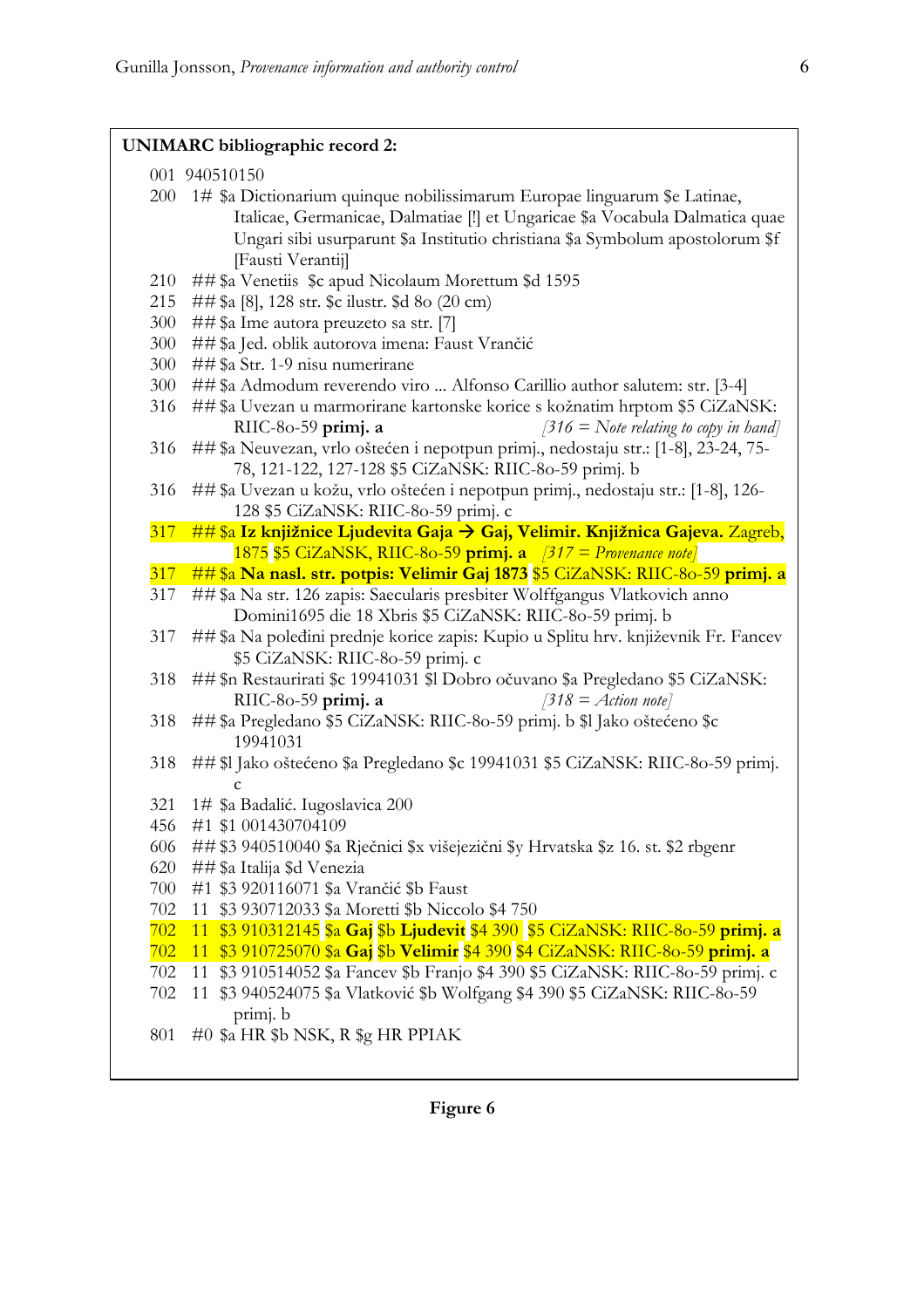**UNIMARC bibliographic record 2:**

```
001 940510150
200  1# $a Dictionarium quinque nobilissimarum Europae linguarum $e Latinae,
        Italicae, Germanicae, Dalmatiae [!] et Ungaricae $a Vocabula Dalmatica quae
        Ungari sibi usurparunt $a Institutio christiana $a Symbolum apostolorum $f
        [Fausti Verantij]
210  ## $a Venetiis  $c apud Nicolaum Morettum $d 1595
215  ## $a [8], 128 str. $c ilustr. $d 8o (20 cm)
300  ## $a Ime autora preuzeto sa str. [7]
300  ## $a Jed. oblik autorova imena: Faust Vrančić
300  ## $a Str. 1-9 nisu numerirane
300  ## $a Admodum reverendo viro ... Alfonso Carillio author salutem: str. [3-4]
316  ## $a Uvezan u marmorirane kartonske korice s kožnatim hrptom $5 CiZaNSK:
        RIIC-8o-59 primj. a                    [316 = Note relating to copy in hand]
316  ## $a Neuvezan, vrlo oštećen i nepotpun primj., nedostaju str.: [1-8], 23-24, 75-
        78, 121-122, 127-128 $5 CiZaNSK: RIIC-8o-59 primj. b
316  ## $a Uvezan u kožu, vrlo oštećen i nepotpun primj., nedostaju str.: [1-8], 126-
        128 $5 CiZaNSK: RIIC-8o-59 primj. c
317  ## $a Iz knjižnice Ljudevita Gaja → Gaj, Velimir. Knjižnica Gajeva. Zagreb,
        1875 $5 CiZaNSK, RIIC-8o-59 primj. a   [317 = Provenance note]
317  ## $a Na nasl. str. potpis: Velimir Gaj 1873 $5 CiZaNSK: RIIC-8o-59 primj. a
317  ## $a Na str. 126 zapis: Saecularis presbiter Wolffgangus Vlatkovich anno
        Domini1695 die 18 Xbris $5 CiZaNSK: RIIC-8o-59 primj. b
317  ## $a Na poleđini prednje korice zapis: Kupio u Splitu hrv. književnik Fr. Fancev
        $5 CiZaNSK: RIIC-8o-59 primj. c
318  ## $n Restaurirati $c 19941031 $l Dobro očuvano $a Pregledano $5 CiZaNSK:
        RIIC-8o-59 primj. a                    [318 = Action note]
318  ## $a Pregledano $5 CiZaNSK: RIIC-8o-59 primj. b $l Jako oštećeno $c
        19941031
318  ## $l Jako oštećeno $a Pregledano $c 19941031 $5 CiZaNSK: RIIC-8o-59 primj.
        c
321  1# $a Badalić. Iugoslavica 200
456  #1 $1 001430704109
606  ## $3 940510040 $a Rječnici $x višejezični $y Hrvatska $z 16. st. $2 rbgenr
620  ## $a Italija $d Venezia
700  #1 $3 920116071 $a Vrančić $b Faust
702  11 $3 930712033 $a Moretti $b Niccolo $4 750
702  11 $3 910312145 $a Gaj $b Ljudevit $4 390  $5 CiZaNSK: RIIC-8o-59 primj. a
702  11 $3 910725070 $a Gaj $b Velimir $4 390 $4 CiZaNSK: RIIC-8o-59 primj. a
702  11 $3 910514052 $a Fancev $b Franjo $4 390 $5 CiZaNSK: RIIC-8o-59 primj. c
702  11 $3 940524075 $a Vlatković $b Wolfgang $4 390 $5 CiZaNSK: RIIC-8o-59
        primj. b
801  #0 $a HR $b NSK, R $g HR PPIAK
```

**Figure 6**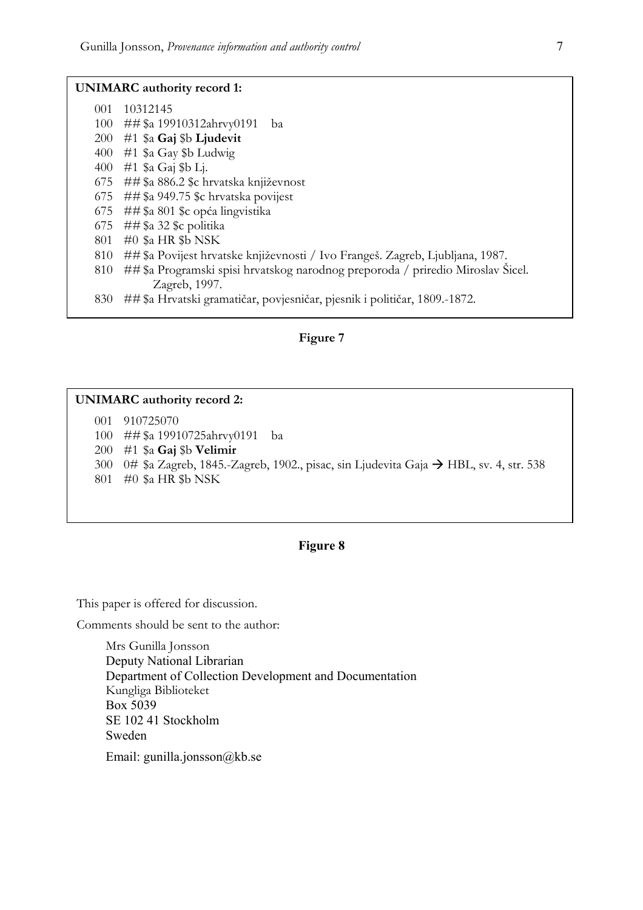**UNIMARC authority record 1:**

```
001  10312145
100  ## $a 19910312ahrvy0191    ba
200  #1  $a Gaj $b Ljudevit
400  #1  $a Gay $b Ludwig
400  #1  $a Gaj $b Lj.
675  ## $a 886.2 $c hrvatska književnost
675  ## $a 949.75 $c hrvatska povijest
675  ## $a 801 $c opća lingvistika
675  ## $a 32 $c politika
801  #0  $a HR $b NSK
810  ## $a Povijest hrvatske književnosti / Ivo Frangeš. Zagreb, Ljubljana, 1987.
810  ## $a Programski spisi hrvatskog narodnog preporoda / priredio Miroslav Šicel.
          Zagreb, 1997.
830  ## $a Hrvatski gramatičar, povjesničar, pjesnik i političar, 1809.-1872.
```

**Figure 7**

**UNIMARC authority record 2:**

```
001  910725070
100  ## $a 19910725ahrvy0191    ba
200  #1  $a Gaj $b Velimir
300  0#  $a Zagreb, 1845.-Zagreb, 1902., pisac, sin Ljudevita Gaja → HBL, sv. 4, str. 538
801  #0  $a HR $b NSK
```

**Figure 8**

This paper is offered for discussion.

Comments should be sent to the author:

Mrs Gunilla Jonsson  
Deputy National Librarian  
Department of Collection Development and Documentation  
Kungliga Biblioteket  
Box 5039  
SE 102 41 Stockholm  
Sweden

Email: gunilla.jonsson@kb.se